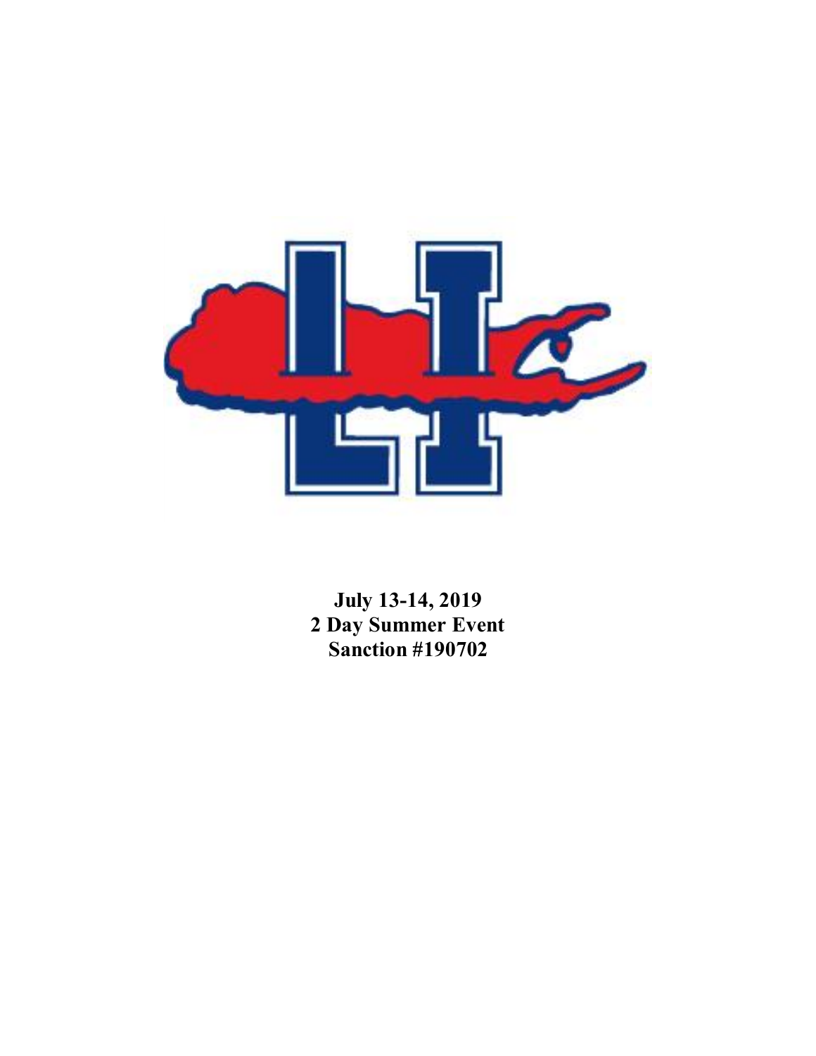**July 13-14, 2019**
**2 Day Summer Event**
**Sanction #190702**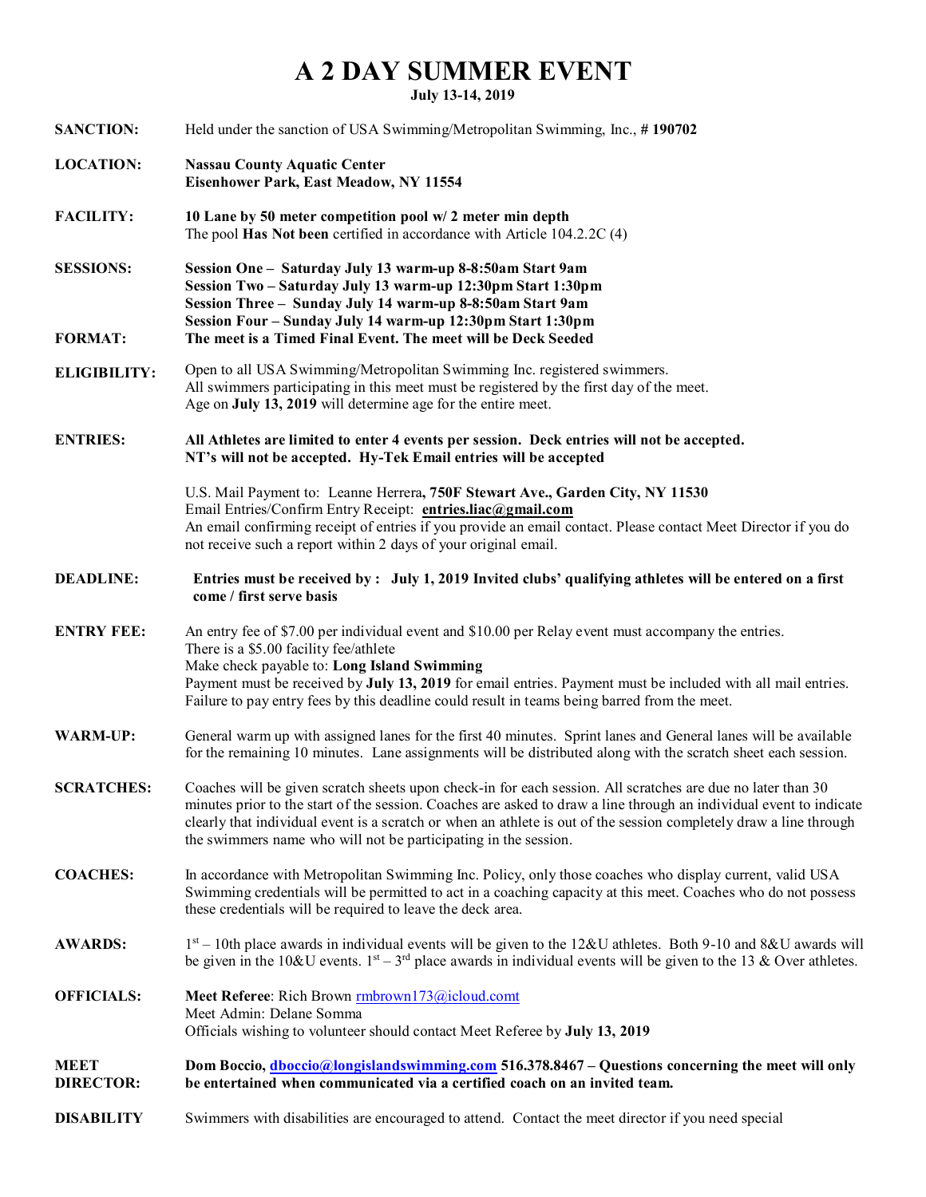# A 2 DAY SUMMER EVENT

**July 13-14, 2019**

**SANCTION:** Held under the sanction of USA Swimming/Metropolitan Swimming, Inc., # **190702**

**LOCATION:** **Nassau County Aquatic Center**
**Eisenhower Park, East Meadow, NY 11554**

**FACILITY:** **10 Lane by 50 meter competition pool w/ 2 meter min depth**
The pool **Has Not been** certified in accordance with Article 104.2.2C (4)

**SESSIONS:** **Session One – Saturday July 13 warm-up 8-8:50am Start 9am**
**Session Two – Saturday July 13 warm-up 12:30pm Start 1:30pm**
**Session Three – Sunday July 14 warm-up 8-8:50am Start 9am**
**Session Four – Sunday July 14 warm-up 12:30pm Start 1:30pm**

**FORMAT:** **The meet is a Timed Final Event. The meet will be Deck Seeded**

**ELIGIBILITY:** Open to all USA Swimming/Metropolitan Swimming Inc. registered swimmers.
All swimmers participating in this meet must be registered by the first day of the meet.
Age on **July 13, 2019** will determine age for the entire meet.

**ENTRIES:** **All Athletes are limited to enter 4 events per session. Deck entries will not be accepted.**
**NT's will not be accepted. Hy-Tek Email entries will be accepted**

U.S. Mail Payment to: Leanne Herrera**, 750F Stewart Ave., Garden City, NY 11530**
Email Entries/Confirm Entry Receipt: **entries.liac@gmail.com**
An email confirming receipt of entries if you provide an email contact. Please contact Meet Director if you do not receive such a report within 2 days of your original email.

**DEADLINE:** **Entries must be received by : July 1, 2019 Invited clubs' qualifying athletes will be entered on a first come / first serve basis**

**ENTRY FEE:** An entry fee of $7.00 per individual event and $10.00 per Relay event must accompany the entries.
There is a $5.00 facility fee/athlete
Make check payable to: **Long Island Swimming**
Payment must be received by **July 13, 2019** for email entries. Payment must be included with all mail entries.
Failure to pay entry fees by this deadline could result in teams being barred from the meet.

**WARM-UP:** General warm up with assigned lanes for the first 40 minutes. Sprint lanes and General lanes will be available for the remaining 10 minutes. Lane assignments will be distributed along with the scratch sheet each session.

**SCRATCHES:** Coaches will be given scratch sheets upon check-in for each session. All scratches are due no later than 30 minutes prior to the start of the session. Coaches are asked to draw a line through an individual event to indicate clearly that individual event is a scratch or when an athlete is out of the session completely draw a line through the swimmers name who will not be participating in the session.

**COACHES:** In accordance with Metropolitan Swimming Inc. Policy, only those coaches who display current, valid USA Swimming credentials will be permitted to act in a coaching capacity at this meet. Coaches who do not possess these credentials will be required to leave the deck area.

**AWARDS:** 1st – 10th place awards in individual events will be given to the 12&U athletes. Both 9-10 and 8&U awards will be given in the 10&U events. 1st – 3rd place awards in individual events will be given to the 13 & Over athletes.

**OFFICIALS:** **Meet Referee**: Rich Brown rmbrown173@icloud.comt
Meet Admin: Delane Somma
Officials wishing to volunteer should contact Meet Referee by **July 13, 2019**

**MEET DIRECTOR:** **Dom Boccio, dboccio@longislandswimming.com 516.378.8467 – Questions concerning the meet will only be entertained when communicated via a certified coach on an invited team.**

**DISABILITY** Swimmers with disabilities are encouraged to attend. Contact the meet director if you need special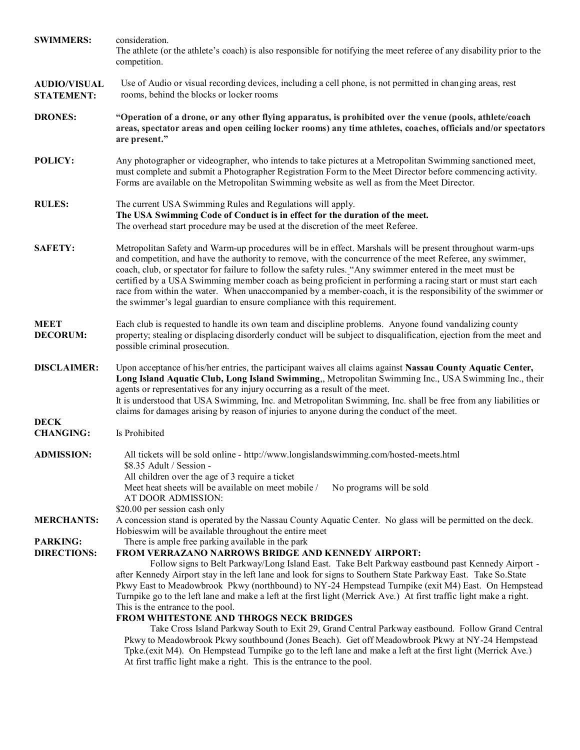**SWIMMERS:** consideration.
The athlete (or the athlete's coach) is also responsible for notifying the meet referee of any disability prior to the competition.

**AUDIO/VISUAL STATEMENT:** Use of Audio or visual recording devices, including a cell phone, is not permitted in changing areas, rest rooms, behind the blocks or locker rooms

**DRONES:** **"Operation of a drone, or any other flying apparatus, is prohibited over the venue (pools, athlete/coach areas, spectator areas and open ceiling locker rooms) any time athletes, coaches, officials and/or spectators are present."**

**POLICY:** Any photographer or videographer, who intends to take pictures at a Metropolitan Swimming sanctioned meet, must complete and submit a Photographer Registration Form to the Meet Director before commencing activity. Forms are available on the Metropolitan Swimming website as well as from the Meet Director.

**RULES:** The current USA Swimming Rules and Regulations will apply.
**The USA Swimming Code of Conduct is in effect for the duration of the meet.**
The overhead start procedure may be used at the discretion of the meet Referee.

**SAFETY:** Metropolitan Safety and Warm-up procedures will be in effect. Marshals will be present throughout warm-ups and competition, and have the authority to remove, with the concurrence of the meet Referee, any swimmer, coach, club, or spectator for failure to follow the safety rules. "Any swimmer entered in the meet must be certified by a USA Swimming member coach as being proficient in performing a racing start or must start each race from within the water. When unaccompanied by a member-coach, it is the responsibility of the swimmer or the swimmer's legal guardian to ensure compliance with this requirement.

**MEET DECORUM:** Each club is requested to handle its own team and discipline problems. Anyone found vandalizing county property; stealing or displacing disorderly conduct will be subject to disqualification, ejection from the meet and possible criminal prosecution.

**DISCLAIMER:** Upon acceptance of his/her entries, the participant waives all claims against **Nassau County Aquatic Center, Long Island Aquatic Club, Long Island Swimming**,, Metropolitan Swimming Inc., USA Swimming Inc., their agents or representatives for any injury occurring as a result of the meet.
It is understood that USA Swimming, Inc. and Metropolitan Swimming, Inc. shall be free from any liabilities or claims for damages arising by reason of injuries to anyone during the conduct of the meet.

**DECK CHANGING:** Is Prohibited

**ADMISSION:** All tickets will be sold online - http://www.longislandswimming.com/hosted-meets.html
$8.35 Adult / Session -
All children over the age of 3 require a ticket
Meet heat sheets will be available on meet mobile / No programs will be sold
AT DOOR ADMISSION:
$20.00 per session cash only

**MERCHANTS:** A concession stand is operated by the Nassau County Aquatic Center. No glass will be permitted on the deck.
Hobieswim will be available throughout the entire meet

**PARKING:** There is ample free parking available in the park

**DIRECTIONS:**

**FROM VERRAZANO NARROWS BRIDGE AND KENNEDY AIRPORT:**

Follow signs to Belt Parkway/Long Island East. Take Belt Parkway eastbound past Kennedy Airport - after Kennedy Airport stay in the left lane and look for signs to Southern State Parkway East. Take So.State Pkwy East to Meadowbrook Pkwy (northbound) to NY-24 Hempstead Turnpike (exit M4) East. On Hempstead Turnpike go to the left lane and make a left at the first light (Merrick Ave.) At first traffic light make a right. This is the entrance to the pool.

**FROM WHITESTONE AND THROGS NECK BRIDGES**

Take Cross Island Parkway South to Exit 29, Grand Central Parkway eastbound. Follow Grand Central Pkwy to Meadowbrook Pkwy southbound (Jones Beach). Get off Meadowbrook Pkwy at NY-24 Hempstead Tpke.(exit M4). On Hempstead Turnpike go to the left lane and make a left at the first light (Merrick Ave.) At first traffic light make a right. This is the entrance to the pool.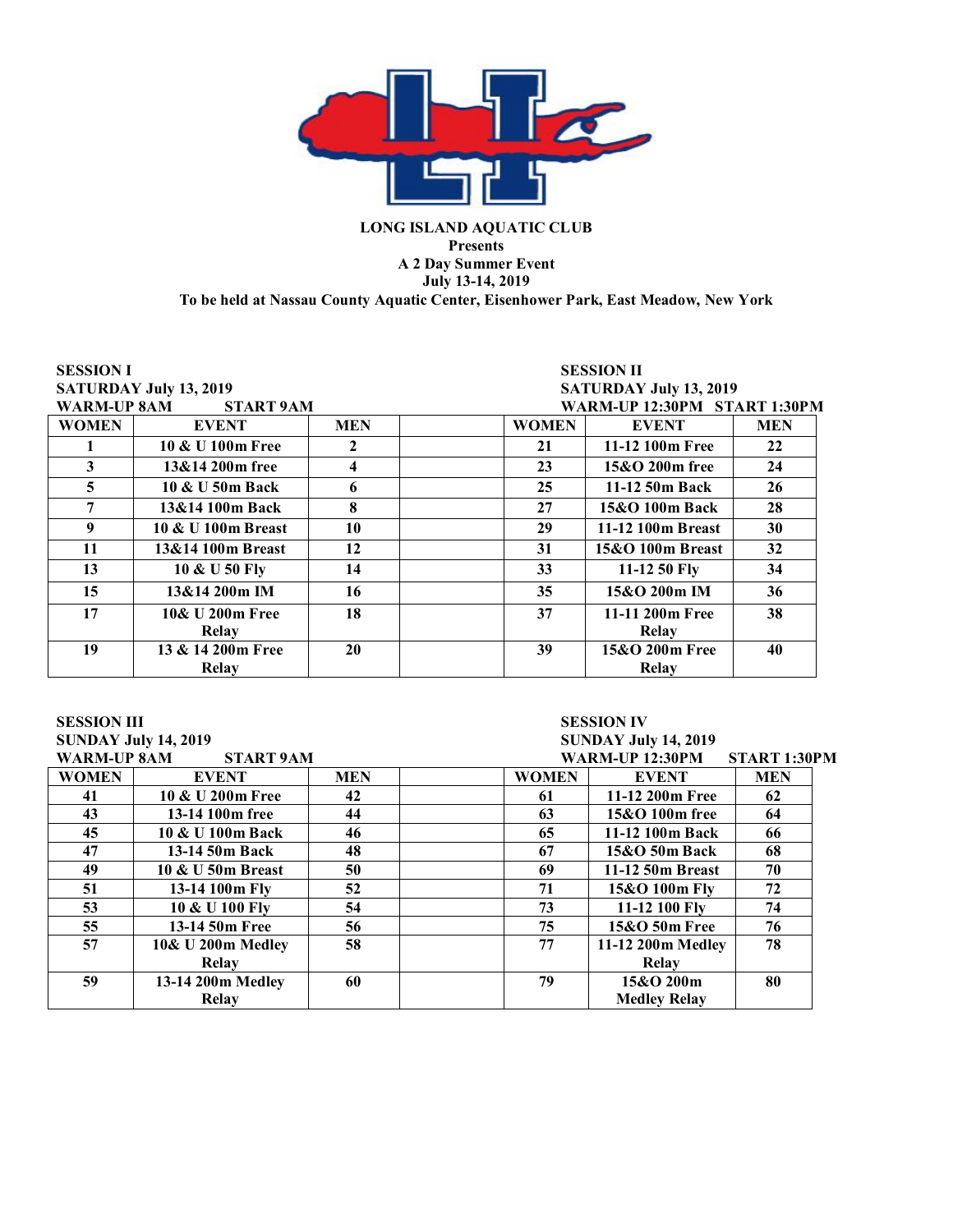**LONG ISLAND AQUATIC CLUB**
**Presents**
**A 2 Day Summer Event**
**July 13-14, 2019**
**To be held at Nassau County Aquatic Center, Eisenhower Park, East Meadow, New York**

**SESSION I**
**SATURDAY July 13, 2019**
**WARM-UP 8AM START 9AM**

| WOMEN | EVENT | MEN |
|---|---|---|
| 1 | 10 & U 100m Free | 2 |
| 3 | 13&14 200m free | 4 |
| 5 | 10 & U 50m Back | 6 |
| 7 | 13&14 100m Back | 8 |
| 9 | 10 & U 100m Breast | 10 |
| 11 | 13&14 100m Breast | 12 |
| 13 | 10 & U 50 Fly | 14 |
| 15 | 13&14 200m IM | 16 |
| 17 | 10& U 200m Free Relay | 18 |
| 19 | 13 & 14 200m Free Relay | 20 |

**SESSION II**
**SATURDAY July 13, 2019**
**WARM-UP 12:30PM START 1:30PM**

| WOMEN | EVENT | MEN |
|---|---|---|
| 21 | 11-12 100m Free | 22 |
| 23 | 15&O 200m free | 24 |
| 25 | 11-12 50m Back | 26 |
| 27 | 15&O 100m Back | 28 |
| 29 | 11-12 100m Breast | 30 |
| 31 | 15&O 100m Breast | 32 |
| 33 | 11-12 50 Fly | 34 |
| 35 | 15&O 200m IM | 36 |
| 37 | 11-11 200m Free Relay | 38 |
| 39 | 15&O 200m Free Relay | 40 |

**SESSION III**
**SUNDAY July 14, 2019**
**WARM-UP 8AM START 9AM**

| WOMEN | EVENT | MEN |
|---|---|---|
| 41 | 10 & U 200m Free | 42 |
| 43 | 13-14 100m free | 44 |
| 45 | 10 & U 100m Back | 46 |
| 47 | 13-14 50m Back | 48 |
| 49 | 10 & U 50m Breast | 50 |
| 51 | 13-14 100m Fly | 52 |
| 53 | 10 & U 100 Fly | 54 |
| 55 | 13-14 50m Free | 56 |
| 57 | 10& U 200m Medley Relay | 58 |
| 59 | 13-14 200m Medley Relay | 60 |

**SESSION IV**
**SUNDAY July 14, 2019**
**WARM-UP 12:30PM START 1:30PM**

| WOMEN | EVENT | MEN |
|---|---|---|
| 61 | 11-12 200m Free | 62 |
| 63 | 15&O 100m free | 64 |
| 65 | 11-12 100m Back | 66 |
| 67 | 15&O 50m Back | 68 |
| 69 | 11-12 50m Breast | 70 |
| 71 | 15&O 100m Fly | 72 |
| 73 | 11-12 100 Fly | 74 |
| 75 | 15&O 50m Free | 76 |
| 77 | 11-12 200m Medley Relay | 78 |
| 79 | 15&O 200m Medley Relay | 80 |